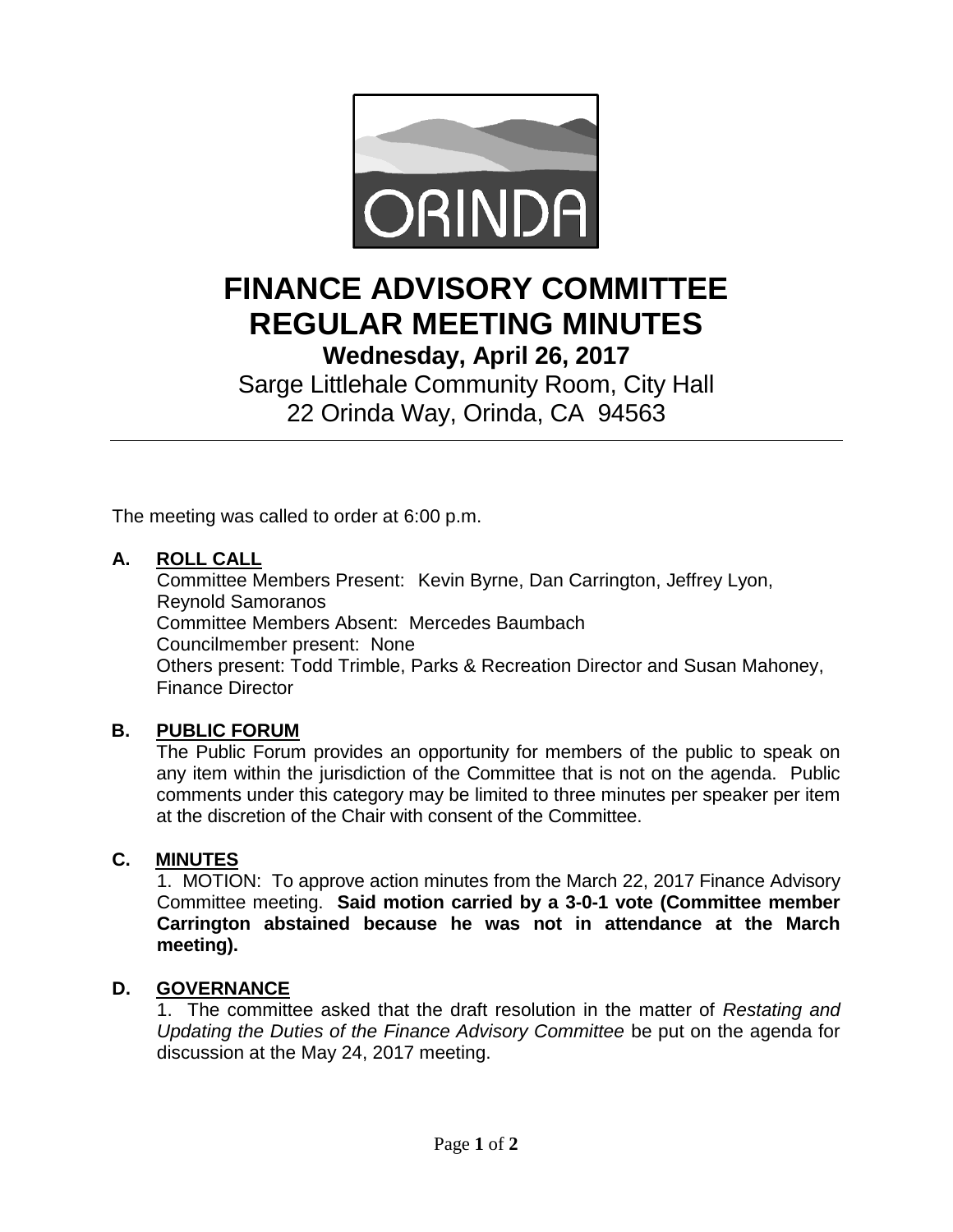ORINDA

# FINANCE ADVISORY COMMITTEE REGULAR MEETING MINUTES

## Wednesday, April 26, 2017

Sarge Littlehale Community Room, City Hall
22 Orinda Way, Orinda, CA 94563

---

The meeting was called to order at 6:00 p.m.

### A. ROLL CALL

Committee Members Present: Kevin Byrne, Dan Carrington, Jeffrey Lyon, Reynold Samoranos
Committee Members Absent: Mercedes Baumbach
Councilmember present: None
Others present: Todd Trimble, Parks & Recreation Director and Susan Mahoney, Finance Director

### B. PUBLIC FORUM

The Public Forum provides an opportunity for members of the public to speak on any item within the jurisdiction of the Committee that is not on the agenda. Public comments under this category may be limited to three minutes per speaker per item at the discretion of the Chair with consent of the Committee.

### C. MINUTES

1. MOTION: To approve action minutes from the March 22, 2017 Finance Advisory Committee meeting. **Said motion carried by a 3-0-1 vote (Committee member Carrington abstained because he was not in attendance at the March meeting).**

### D. GOVERNANCE

1. The committee asked that the draft resolution in the matter of *Restating and Updating the Duties of the Finance Advisory Committee* be put on the agenda for discussion at the May 24, 2017 meeting.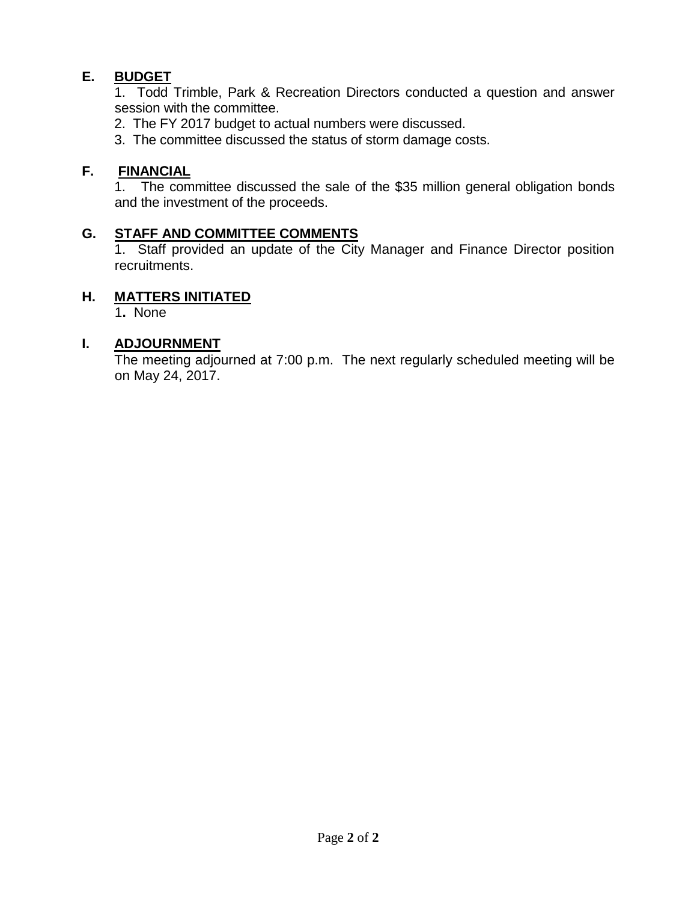## E. BUDGET

1. Todd Trimble, Park & Recreation Directors conducted a question and answer session with the committee.
2. The FY 2017 budget to actual numbers were discussed.
3. The committee discussed the status of storm damage costs.

## F. FINANCIAL

1. The committee discussed the sale of the $35 million general obligation bonds and the investment of the proceeds.

## G. STAFF AND COMMITTEE COMMENTS

1. Staff provided an update of the City Manager and Finance Director position recruitments.

## H. MATTERS INITIATED

1. None

## I. ADJOURNMENT

The meeting adjourned at 7:00 p.m. The next regularly scheduled meeting will be on May 24, 2017.